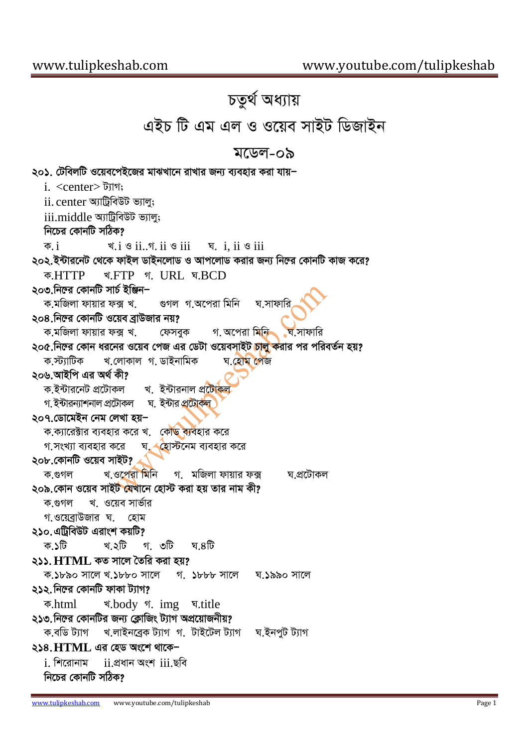# চতুর্থ অধ্যায়

## এইচ টি এম এল ও ওয়েব সাইট ডিজাইন

### মডেল-০৯

**২০১. টেবিলটি ওয়েবপেইজের মাঝখানে রাখার জন্য ব্যবহার করা যায়–**

i. <center> ট্যাগ;
ii. center অ্যাট্রিবিউট ভ্যালু;
iii.middle অ্যাট্রিবিউট ভ্যালু;

**নিচের কোনটি সঠিক?**

ক. i খ. i ও ii..গ. ii ও iii ঘ. i, ii ও iii

**২০২.ইন্টারনেট থেকে ফাইল ডাইনলোড ও আপলোড করার জন্য নিম্নের কোনটি কাজ করে?**

ক.HTTP খ.FTP গ. URL ঘ.BCD

**২০৩.নিম্নের কোনটি সার্চ ইঞ্জিন–**

ক.মজিলা ফায়ার ফক্স খ. গুগল গ.অপেরা মিনি ঘ.সাফারি

**২০৪.নিম্নের কোনটি ওয়েব ব্রাউজার নয়?**

ক.মজিলা ফায়ার ফক্স খ. ফেসবুক গ. অপেরা মিনি ঘ.সাফারি

**২০৫.নিম্নের কোন ধরনের ওয়েব পেজ এর ডেটা ওয়েবসাইট চালু করার পর পরিবর্তন হয়?**

ক.স্ট্যাটিক খ.লোকাল গ. ডাইনামিক ঘ.হোম পেজ

**২০৬.আইপি এর অর্থ কী?**

ক.ইন্টারনেট প্রটোকল খ. ইন্টারনাল প্রটোকল
গ.ইন্টারন্যাশনাল প্রটোকল ঘ. ইন্টার প্রটোকল

**২০৭.ডোমেইন নেম লেখা হয়–**

ক.ক্যারেক্টার ব্যবহার করে খ. কোড ব্যবহার করে
গ.সংখ্যা ব্যবহার করে ঘ. হোস্টনেম ব্যবহার করে

**২০৮.কোনটি ওয়েব সাইট?**

ক.গুগল খ.ওপেরা মিনি গ. মজিলা ফায়ার ফক্স ঘ.প্রটোকল

**২০৯.কোন ওয়েব সাইট যেখানে হোস্ট করা হয় তার নাম কী?**

ক.গুগল খ. ওয়েব সার্ভার
গ.ওয়েব্রাউজার ঘ. হোম

**২১০.এট্রিবিউট এরাংশ কয়টি?**

ক.১টি খ.২টি গ. ৩টি ঘ.৪টি

**২১১. HTML কত সালে তৈরি করা হয়?**

ক.১৮৯০ সালে খ.১৮৮০ সালে গ. ১৮৮৮ সালে ঘ.১৯৯০ সালে

**২১২.নিম্নের কোনটি ফাকা ট্যাগ?**

ক.html খ.body গ. img ঘ.title

**২১৩.নিম্নের কোনটির জন্য ক্লোজিং ট্যাগ অপ্রয়োজনীয়?**

ক.বডি ট্যাগ খ.লাইনব্রেক ট্যাগ গ. টাইটেল ট্যাগ ঘ.ইনপুট ট্যাগ

**২১৪.HTML এর হেড অংশে থাকে–**

i. শিরোনাম ii.প্রধান অংশ iii.ছবি

**নিচের কোনটি সঠিক?**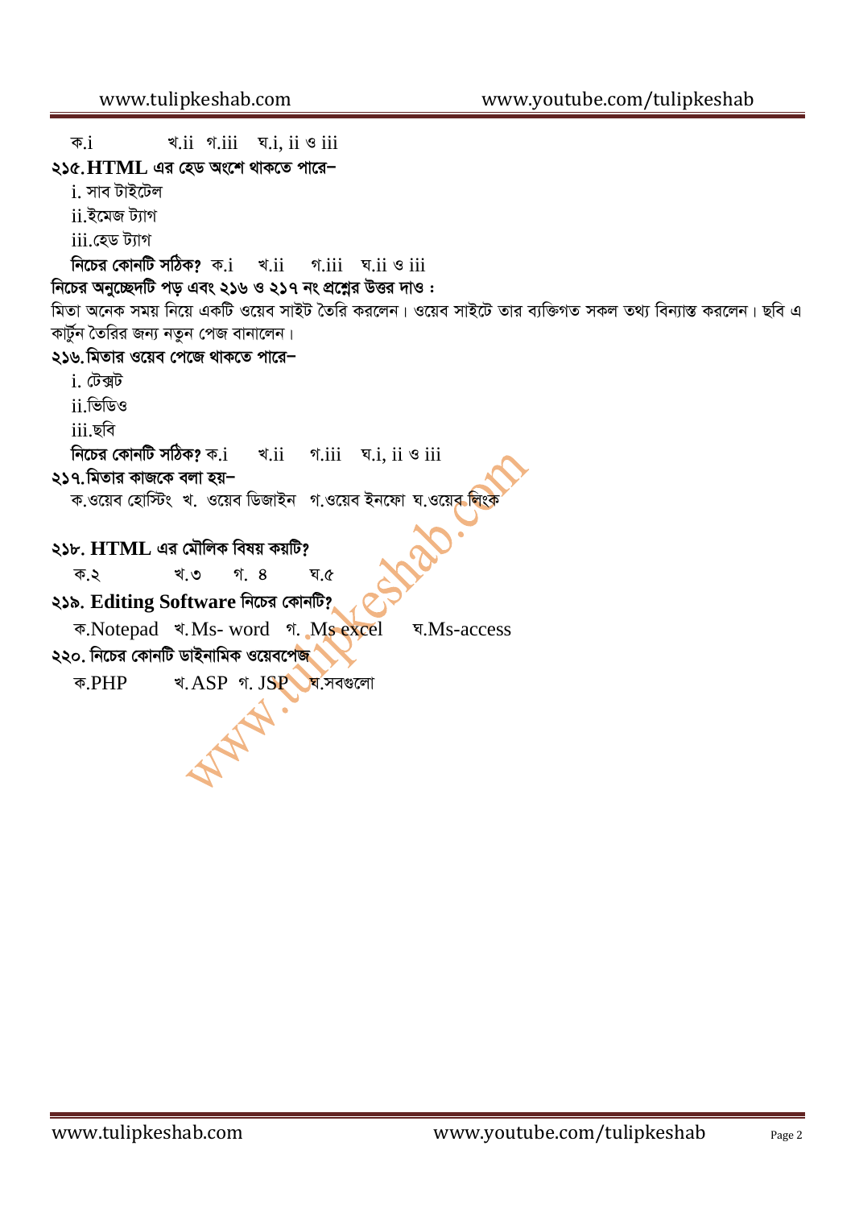ক.i  খ.ii  গ.iii  ঘ.i, ii ও iii

**২১৫. HTML এর হেড অংশে থাকতে পারে–**

i. সাব টাইটেল
ii. ইমেজ ট্যাগ
iii. হেড ট্যাগ

**নিচের কোনটি সঠিক?** ক.i  খ.ii  গ.iii  ঘ.ii ও iii

**নিচের অনুচ্ছেদটি পড় এবং ২১৬ ও ২১৭ নং প্রশ্নের উত্তর দাও :**

মিতা অনেক সময় নিয়ে একটি ওয়েব সাইট তৈরি করলেন। ওয়েব সাইটে তার ব্যক্তিগত সকল তথ্য বিন্যাস্ত করলেন। ছবি এ কার্টুন তৈরির জন্য নতুন পেজ বানালেন।

**২১৬. মিতার ওয়েব পেজে থাকতে পারে–**

i. টেক্সট
ii. ভিডিও
iii. ছবি

**নিচের কোনটি সঠিক?** ক.i  খ.ii  গ.iii  ঘ.i, ii ও iii

**২১৭. মিতার কাজকে বলা হয়–**

ক. ওয়েব হোস্টিং  খ. ওয়েব ডিজাইন  গ. ওয়েব ইনফো  ঘ. ওয়েব লিংক

**২১৮. HTML এর মৌলিক বিষয় কয়টি?**

ক.২  খ.৩  গ. ৪  ঘ.৫

**২১৯. Editing Software নিচের কোনটি?**

ক.Notepad  খ.Ms- word  গ. Ms excel  ঘ.Ms-access

**২২০. নিচের কোনটি ডাইনামিক ওয়েবপেজ**

ক.PHP  খ.ASP  গ. JSP  ঘ.সবগুলো